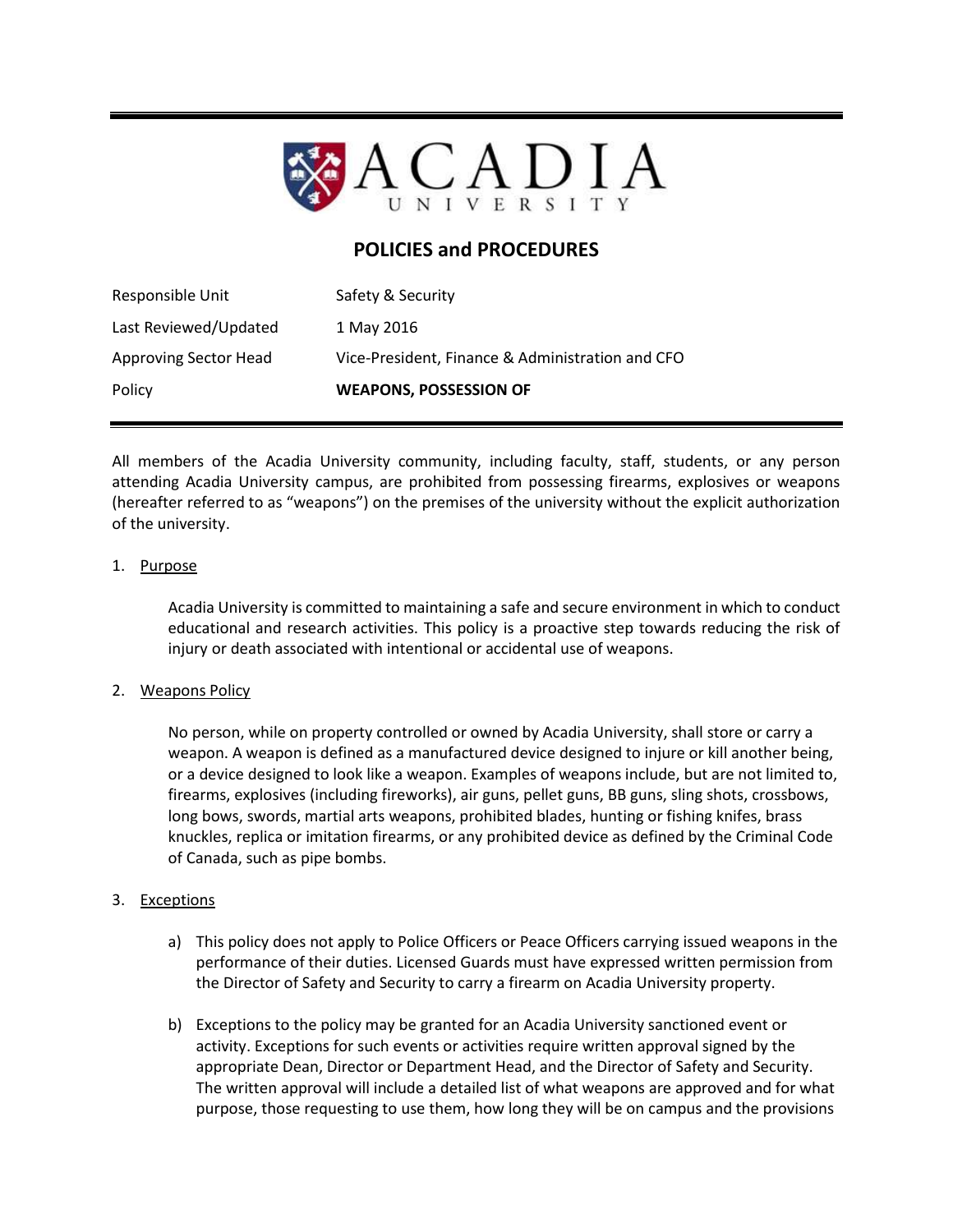ACADIA UNIVERSITY

# POLICIES and PROCEDURES

| | |
|---|---|
| Responsible Unit | Safety & Security |
| Last Reviewed/Updated | 1 May 2016 |
| Approving Sector Head | Vice-President, Finance & Administration and CFO |
| Policy | **WEAPONS, POSSESSION OF** |

All members of the Acadia University community, including faculty, staff, students, or any person attending Acadia University campus, are prohibited from possessing firearms, explosives or weapons (hereafter referred to as "weapons") on the premises of the university without the explicit authorization of the university.

1. Purpose

   Acadia University is committed to maintaining a safe and secure environment in which to conduct educational and research activities. This policy is a proactive step towards reducing the risk of injury or death associated with intentional or accidental use of weapons.

2. Weapons Policy

   No person, while on property controlled or owned by Acadia University, shall store or carry a weapon. A weapon is defined as a manufactured device designed to injure or kill another being, or a device designed to look like a weapon. Examples of weapons include, but are not limited to, firearms, explosives (including fireworks), air guns, pellet guns, BB guns, sling shots, crossbows, long bows, swords, martial arts weapons, prohibited blades, hunting or fishing knifes, brass knuckles, replica or imitation firearms, or any prohibited device as defined by the Criminal Code of Canada, such as pipe bombs.

3. Exceptions

   a) This policy does not apply to Police Officers or Peace Officers carrying issued weapons in the performance of their duties. Licensed Guards must have expressed written permission from the Director of Safety and Security to carry a firearm on Acadia University property.

   b) Exceptions to the policy may be granted for an Acadia University sanctioned event or activity. Exceptions for such events or activities require written approval signed by the appropriate Dean, Director or Department Head, and the Director of Safety and Security. The written approval will include a detailed list of what weapons are approved and for what purpose, those requesting to use them, how long they will be on campus and the provisions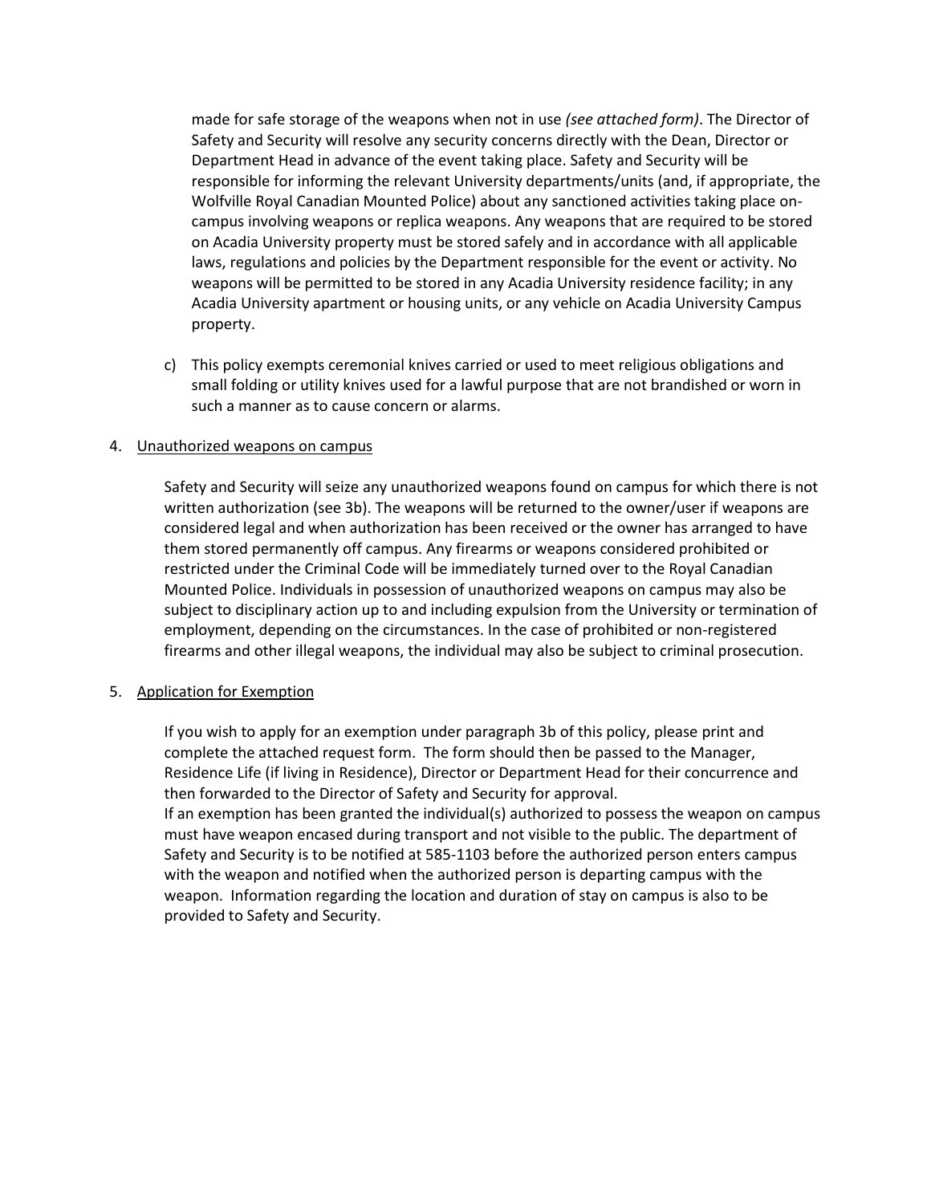made for safe storage of the weapons when not in use *(see attached form)*. The Director of Safety and Security will resolve any security concerns directly with the Dean, Director or Department Head in advance of the event taking place. Safety and Security will be responsible for informing the relevant University departments/units (and, if appropriate, the Wolfville Royal Canadian Mounted Police) about any sanctioned activities taking place on-campus involving weapons or replica weapons. Any weapons that are required to be stored on Acadia University property must be stored safely and in accordance with all applicable laws, regulations and policies by the Department responsible for the event or activity. No weapons will be permitted to be stored in any Acadia University residence facility; in any Acadia University apartment or housing units, or any vehicle on Acadia University Campus property.

c) This policy exempts ceremonial knives carried or used to meet religious obligations and small folding or utility knives used for a lawful purpose that are not brandished or worn in such a manner as to cause concern or alarms.

4. <u>Unauthorized weapons on campus</u>

Safety and Security will seize any unauthorized weapons found on campus for which there is not written authorization (see 3b). The weapons will be returned to the owner/user if weapons are considered legal and when authorization has been received or the owner has arranged to have them stored permanently off campus. Any firearms or weapons considered prohibited or restricted under the Criminal Code will be immediately turned over to the Royal Canadian Mounted Police. Individuals in possession of unauthorized weapons on campus may also be subject to disciplinary action up to and including expulsion from the University or termination of employment, depending on the circumstances. In the case of prohibited or non-registered firearms and other illegal weapons, the individual may also be subject to criminal prosecution.

5. <u>Application for Exemption</u>

If you wish to apply for an exemption under paragraph 3b of this policy, please print and complete the attached request form. The form should then be passed to the Manager, Residence Life (if living in Residence), Director or Department Head for their concurrence and then forwarded to the Director of Safety and Security for approval.

If an exemption has been granted the individual(s) authorized to possess the weapon on campus must have weapon encased during transport and not visible to the public. The department of Safety and Security is to be notified at 585-1103 before the authorized person enters campus with the weapon and notified when the authorized person is departing campus with the weapon. Information regarding the location and duration of stay on campus is also to be provided to Safety and Security.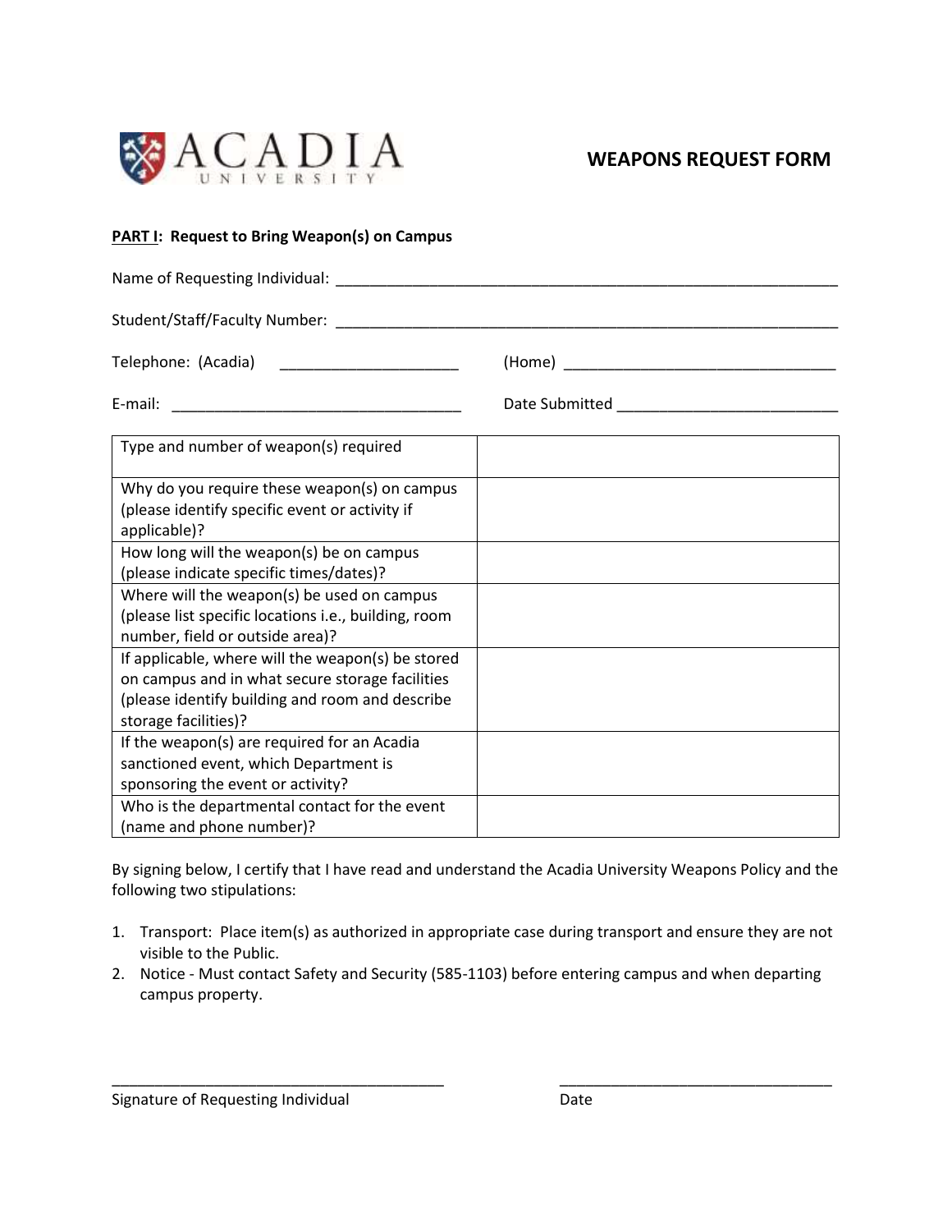ACADIA UNIVERSITY

# WEAPONS REQUEST FORM

**PART I: Request to Bring Weapon(s) on Campus**

Name of Requesting Individual: ____________________________________________________________

Student/Staff/Faculty Number: ____________________________________________________________

Telephone: (Acadia) _____________________ (Home) _________________________________

E-mail: __________________________________ Date Submitted _________________________

| | |
|---|---|
| Type and number of weapon(s) required | |
| Why do you require these weapon(s) on campus (please identify specific event or activity if applicable)? | |
| How long will the weapon(s) be on campus (please indicate specific times/dates)? | |
| Where will the weapon(s) be used on campus (please list specific locations i.e., building, room number, field or outside area)? | |
| If applicable, where will the weapon(s) be stored on campus and in what secure storage facilities (please identify building and room and describe storage facilities)? | |
| If the weapon(s) are required for an Acadia sanctioned event, which Department is sponsoring the event or activity? | |
| Who is the departmental contact for the event (name and phone number)? | |

By signing below, I certify that I have read and understand the Acadia University Weapons Policy and the following two stipulations:

1. Transport: Place item(s) as authorized in appropriate case during transport and ensure they are not visible to the Public.
2. Notice - Must contact Safety and Security (585-1103) before entering campus and when departing campus property.

_______________________________________ ________________________________

Signature of Requesting Individual Date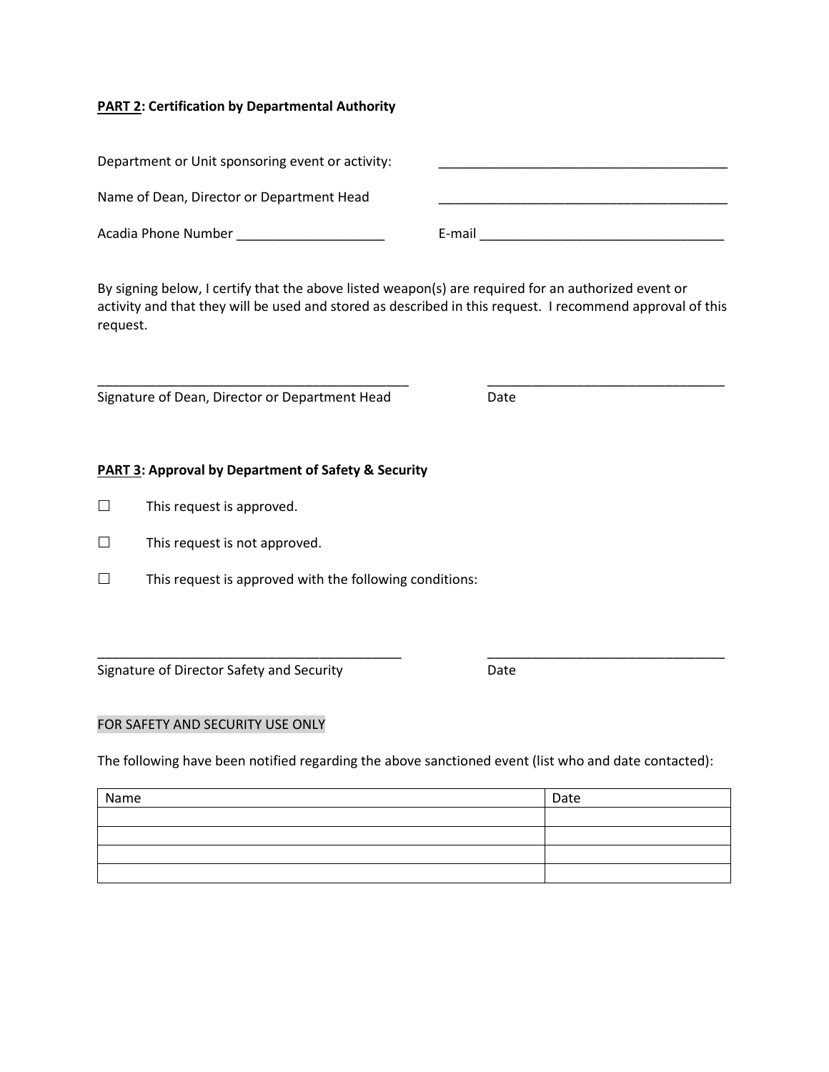**PART 2: Certification by Departmental Authority**

Department or Unit sponsoring event or activity: ________________________________________

Name of Dean, Director or Department Head ________________________________________

Acadia Phone Number ____________________ E-mail __________________________________

By signing below, I certify that the above listed weapon(s) are required for an authorized event or activity and that they will be used and stored as described in this request. I recommend approval of this request.

___________________________________________ ________________________________

Signature of Dean, Director or Department Head Date

**PART 3: Approval by Department of Safety & Security**

☐ This request is approved.

☐ This request is not approved.

☐ This request is approved with the following conditions:

__________________________________________ ________________________________

Signature of Director Safety and Security Date

FOR SAFETY AND SECURITY USE ONLY

The following have been notified regarding the above sanctioned event (list who and date contacted):

| Name | Date |
| --- | --- |
| | |
| | |
| | |
| | |